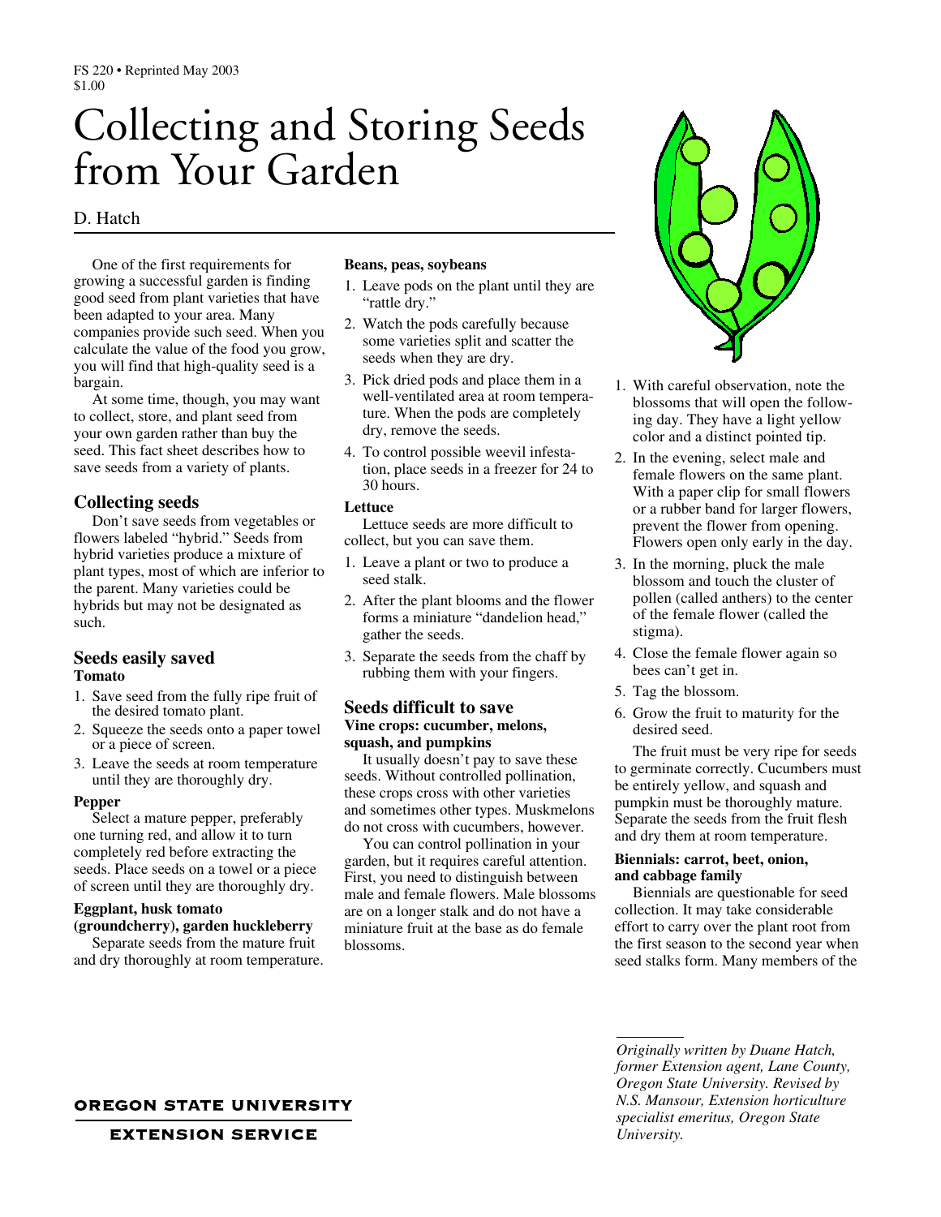FS 220 • Reprinted May 2003
$1.00

# Collecting and Storing Seeds from Your Garden

D. Hatch

One of the first requirements for growing a successful garden is finding good seed from plant varieties that have been adapted to your area. Many companies provide such seed. When you calculate the value of the food you grow, you will find that high-quality seed is a bargain.

At some time, though, you may want to collect, store, and plant seed from your own garden rather than buy the seed. This fact sheet describes how to save seeds from a variety of plants.

## Collecting seeds

Don't save seeds from vegetables or flowers labeled "hybrid." Seeds from hybrid varieties produce a mixture of plant types, most of which are inferior to the parent. Many varieties could be hybrids but may not be designated as such.

## Seeds easily saved

### Tomato

1. Save seed from the fully ripe fruit of the desired tomato plant.
2. Squeeze the seeds onto a paper towel or a piece of screen.
3. Leave the seeds at room temperature until they are thoroughly dry.

### Pepper

Select a mature pepper, preferably one turning red, and allow it to turn completely red before extracting the seeds. Place seeds on a towel or a piece of screen until they are thoroughly dry.

### Eggplant, husk tomato (groundcherry), garden huckleberry

Separate seeds from the mature fruit and dry thoroughly at room temperature.

### Beans, peas, soybeans

1. Leave pods on the plant until they are "rattle dry."
2. Watch the pods carefully because some varieties split and scatter the seeds when they are dry.
3. Pick dried pods and place them in a well-ventilated area at room temperature. When the pods are completely dry, remove the seeds.
4. To control possible weevil infestation, place seeds in a freezer for 24 to 30 hours.

### Lettuce

Lettuce seeds are more difficult to collect, but you can save them.

1. Leave a plant or two to produce a seed stalk.
2. After the plant blooms and the flower forms a miniature "dandelion head," gather the seeds.
3. Separate the seeds from the chaff by rubbing them with your fingers.

## Seeds difficult to save

### Vine crops: cucumber, melons, squash, and pumpkins

It usually doesn't pay to save these seeds. Without controlled pollination, these crops cross with other varieties and sometimes other types. Muskmelons do not cross with cucumbers, however.

You can control pollination in your garden, but it requires careful attention. First, you need to distinguish between male and female flowers. Male blossoms are on a longer stalk and do not have a miniature fruit at the base as do female blossoms.

1. With careful observation, note the blossoms that will open the following day. They have a light yellow color and a distinct pointed tip.
2. In the evening, select male and female flowers on the same plant. With a paper clip for small flowers or a rubber band for larger flowers, prevent the flower from opening. Flowers open only early in the day.
3. In the morning, pluck the male blossom and touch the cluster of pollen (called anthers) to the center of the female flower (called the stigma).
4. Close the female flower again so bees can't get in.
5. Tag the blossom.
6. Grow the fruit to maturity for the desired seed.

The fruit must be very ripe for seeds to germinate correctly. Cucumbers must be entirely yellow, and squash and pumpkin must be thoroughly mature. Separate the seeds from the fruit flesh and dry them at room temperature.

### Biennials: carrot, beet, onion, and cabbage family

Biennials are questionable for seed collection. It may take considerable effort to carry over the plant root from the first season to the second year when seed stalks form. Many members of the

*Originally written by Duane Hatch, former Extension agent, Lane County, Oregon State University. Revised by N.S. Mansour, Extension horticulture specialist emeritus, Oregon State University.*

OREGON STATE UNIVERSITY
EXTENSION SERVICE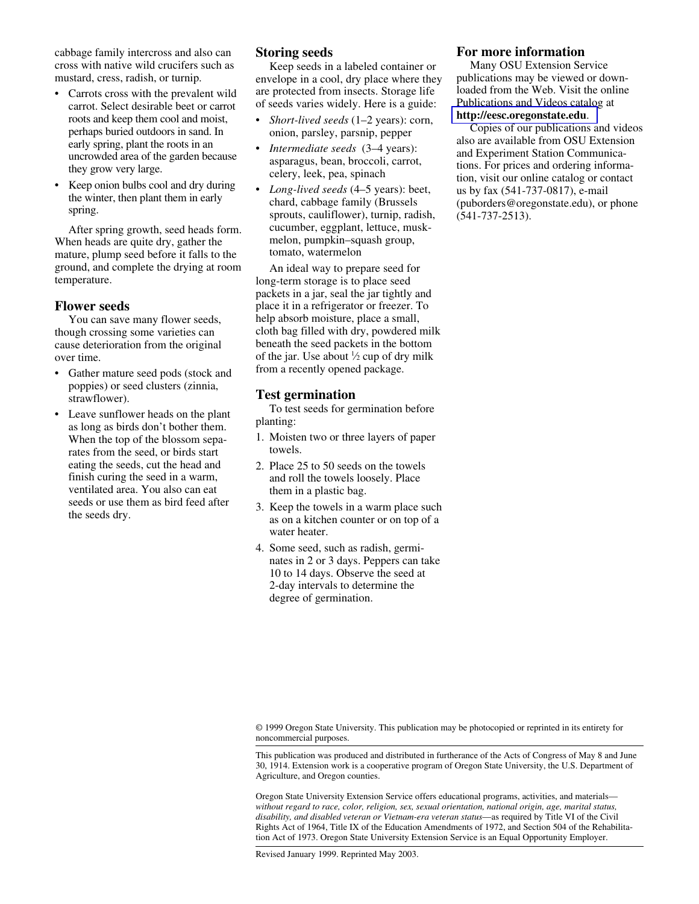cabbage family intercross and also can cross with native wild crucifers such as mustard, cress, radish, or turnip.

- Carrots cross with the prevalent wild carrot. Select desirable beet or carrot roots and keep them cool and moist, perhaps buried outdoors in sand. In early spring, plant the roots in an uncrowded area of the garden because they grow very large.
- Keep onion bulbs cool and dry during the winter, then plant them in early spring.

After spring growth, seed heads form. When heads are quite dry, gather the mature, plump seed before it falls to the ground, and complete the drying at room temperature.

## Flower seeds

You can save many flower seeds, though crossing some varieties can cause deterioration from the original over time.

- Gather mature seed pods (stock and poppies) or seed clusters (zinnia, strawflower).
- Leave sunflower heads on the plant as long as birds don't bother them. When the top of the blossom separates from the seed, or birds start eating the seeds, cut the head and finish curing the seed in a warm, ventilated area. You also can eat seeds or use them as bird feed after the seeds dry.

## Storing seeds

Keep seeds in a labeled container or envelope in a cool, dry place where they are protected from insects. Storage life of seeds varies widely. Here is a guide:

- *Short-lived seeds* (1–2 years): corn, onion, parsley, parsnip, pepper
- *Intermediate seeds* (3–4 years): asparagus, bean, broccoli, carrot, celery, leek, pea, spinach
- *Long-lived seeds* (4–5 years): beet, chard, cabbage family (Brussels sprouts, cauliflower), turnip, radish, cucumber, eggplant, lettuce, muskmelon, pumpkin–squash group, tomato, watermelon

An ideal way to prepare seed for long-term storage is to place seed packets in a jar, seal the jar tightly and place it in a refrigerator or freezer. To help absorb moisture, place a small, cloth bag filled with dry, powdered milk beneath the seed packets in the bottom of the jar. Use about ½ cup of dry milk from a recently opened package.

## Test germination

To test seeds for germination before planting:

1. Moisten two or three layers of paper towels.
2. Place 25 to 50 seeds on the towels and roll the towels loosely. Place them in a plastic bag.
3. Keep the towels in a warm place such as on a kitchen counter or on top of a water heater.
4. Some seed, such as radish, germinates in 2 or 3 days. Peppers can take 10 to 14 days. Observe the seed at 2-day intervals to determine the degree of germination.

## For more information

Many OSU Extension Service publications may be viewed or downloaded from the Web. Visit the online Publications and Videos catalog at **http://eesc.oregonstate.edu**.

Copies of our publications and videos also are available from OSU Extension and Experiment Station Communications. For prices and ordering information, visit our online catalog or contact us by fax (541-737-0817), e-mail (puborders@oregonstate.edu), or phone (541-737-2513).

© 1999 Oregon State University. This publication may be photocopied or reprinted in its entirety for noncommercial purposes.

This publication was produced and distributed in furtherance of the Acts of Congress of May 8 and June 30, 1914. Extension work is a cooperative program of Oregon State University, the U.S. Department of Agriculture, and Oregon counties.

Oregon State University Extension Service offers educational programs, activities, and materials—*without regard to race, color, religion, sex, sexual orientation, national origin, age, marital status, disability, and disabled veteran or Vietnam-era veteran status*—as required by Title VI of the Civil Rights Act of 1964, Title IX of the Education Amendments of 1972, and Section 504 of the Rehabilitation Act of 1973. Oregon State University Extension Service is an Equal Opportunity Employer.

Revised January 1999. Reprinted May 2003.